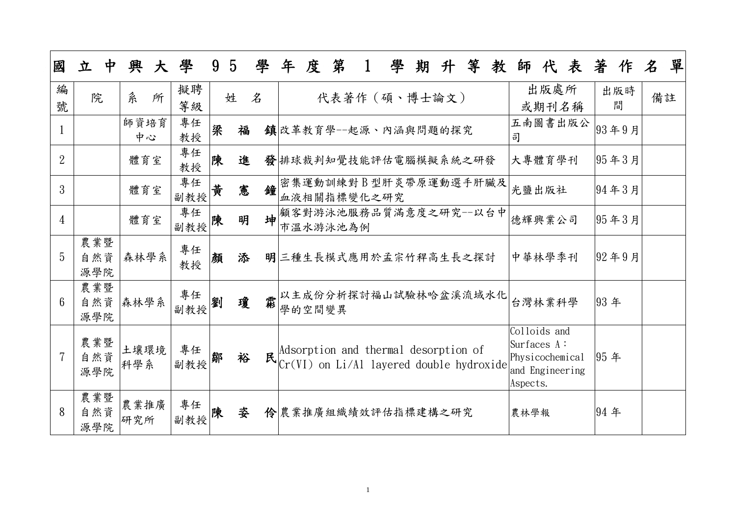# 國立中興大學 95 學年度第 1 學期升等教師代表著作名單

| 編號 | 院 | 系所 | 擬聘等級 | 姓名 | 代表著作（碩、博士論文） | 出版處所或期刊名稱 | 出版時間 | 備註 |
|---|---|---|---|---|---|---|---|---|
| 1 | | 師資培育中心 | 專任教授 | 梁福鎮 | 改革教育學--起源、內涵與問題的探究 | 五南圖書出版公司 | 93 年 9 月 | |
| 2 | | 體育室 | 專任教授 | 陳進發 | 排球裁判知覺技能評估電腦模擬系統之研發 | 大專體育學刊 | 95 年 3 月 | |
| 3 | | 體育室 | 專任副教授 | 黃憲鐘 | 密集運動訓練對 B 型肝炎帶原運動選手肝臟及血液相關指標變化之研究 | 光鹽出版社 | 94 年 3 月 | |
| 4 | | 體育室 | 專任副教授 | 陳明坤 | 顧客對游泳池服務品質滿意度之研究--以台中市溫水游泳池為例 | 德輝興業公司 | 95 年 3 月 | |
| 5 | 農業暨自然資源學院 | 森林學系 | 專任教授 | 顏添明 | 三種生長模式應用於孟宗竹稈高生長之探討 | 中華林學季刊 | 92 年 9 月 | |
| 6 | 農業暨自然資源學院 | 森林學系 | 專任副教授 | 劉瓊霦 | 以主成份分析探討福山試驗林哈盆溪流域水化學的空間變異 | 台灣林業科學 | 93 年 | |
| 7 | 農業暨自然資源學院 | 土壤環境科學系 | 專任副教授 | 鄒裕民 | Adsorption and thermal desorption of Cr(VI) on Li/Al layered double hydroxide | Colloids and Surfaces A：Physicochemical and Engineering Aspects. | 95 年 | |
| 8 | 農業暨自然資源學院 | 農業推廣研究所 | 專任副教授 | 陳姿伶 | 農業推廣組織績效評估指標建構之研究 | 農林學報 | 94 年 | |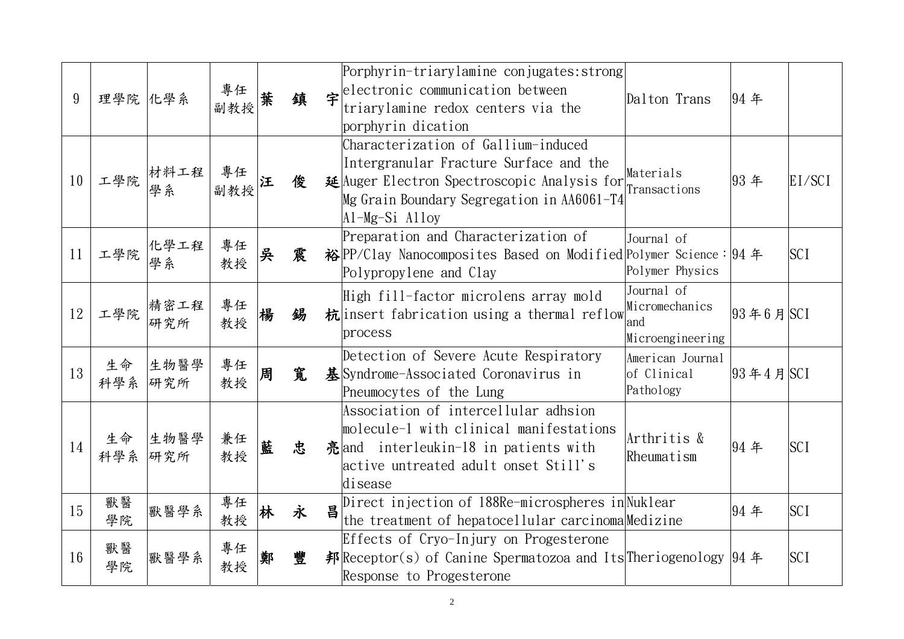| 9 | 理學院 | 化學系 | 專任副教授 | 葉　鎮　宇 | Porphyrin-triarylamine conjugates:strong electronic communication between triarylamine redox centers via the porphyrin dication | Dalton Trans | 94 年 | |
|---|---|---|---|---|---|---|---|---|
| 10 | 工學院 | 材料工程學系 | 專任副教授 | 汪　俊　延 | Characterization of Gallium-induced Intergranular Fracture Surface and the Auger Electron Spectroscopic Analysis for Mg Grain Boundary Segregation in AA6061-T4 Al-Mg-Si Alloy | Materials Transactions | 93 年 | EI/SCI |
| 11 | 工學院 | 化學工程學系 | 專任教授 | 吳　震　裕 | Preparation and Characterization of PP/Clay Nanocomposites Based on Modified Polypropylene and Clay | Journal of Polymer Science：Polymer Physics | 94 年 | SCI |
| 12 | 工學院 | 精密工程研究所 | 專任教授 | 楊　錫　杭 | High fill-factor microlens array mold insert fabrication using a thermal reflow process | Journal of Micromechanics and Microengineering | 93 年 6 月 | SCI |
| 13 | 生命科學系 | 生物醫學研究所 | 專任教授 | 周　寬　基 | Detection of Severe Acute Respiratory Syndrome-Associated Coronavirus in Pneumocytes of the Lung | American Journal of Clinical Pathology | 93 年 4 月 | SCI |
| 14 | 生命科學系 | 生物醫學研究所 | 兼任教授 | 藍　忠　亮 | Association of intercellular adhsion molecule-1 with clinical manifestations and interleukin-18 in patients with active untreated adult onset Still's disease | Arthritis & Rheumatism | 94 年 | SCI |
| 15 | 獸醫學院 | 獸醫學系 | 專任教授 | 林　永　昌 | Direct injection of 188Re-microspheres in the treatment of hepatocellular carcinoma | Nuklear Medizine | 94 年 | SCI |
| 16 | 獸醫學院 | 獸醫學系 | 專任教授 | 鄭　豐　邦 | Effects of Cryo-Injury on Progesterone Receptor(s) of Canine Spermatozoa and Its Response to Progesterone | Theriogenology | 94 年 | SCI |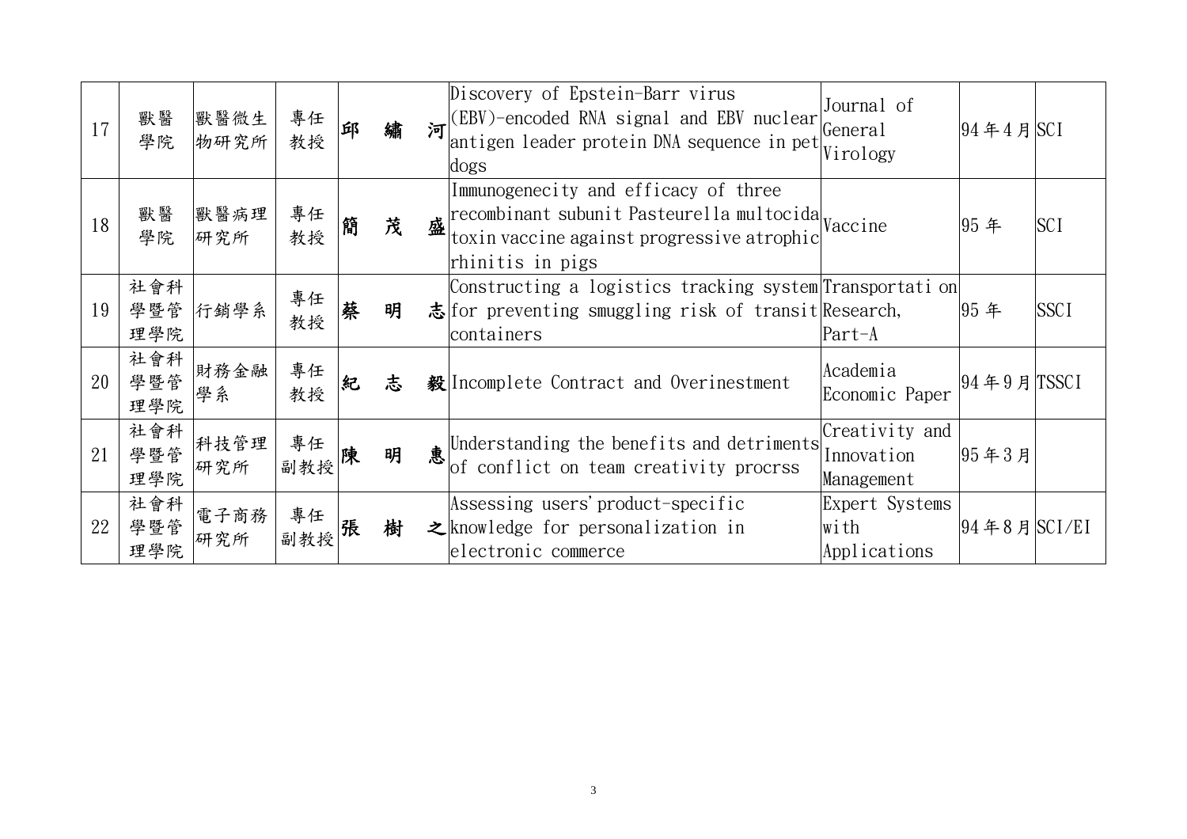| | | | | | | | | |
|---|---|---|---|---|---|---|---|---|
| 17 | 獸醫學院 | 獸醫微生物研究所 | 專任教授 | 邱繡河 | Discovery of Epstein-Barr virus (EBV)-encoded RNA signal and EBV nuclear antigen leader protein DNA sequence in pet dogs | Journal of General Virology | 94年4月 | SCI |
| 18 | 獸醫學院 | 獸醫病理研究所 | 專任教授 | 簡茂盛 | Immunogenecity and efficacy of three recombinant subunit Pasteurella multocida toxin vaccine against progressive atrophic rhinitis in pigs | Vaccine | 95年 | SCI |
| 19 | 社會科學暨管理學院 | 行銷學系 | 專任教授 | 蔡明志 | Constructing a logistics tracking system for preventing smuggling risk of transit containers | Transportati on Research, Part-A | 95年 | SSCI |
| 20 | 社會科學暨管理學院 | 財務金融學系 | 專任教授 | 紀志毅 | Incomplete Contract and Overinestment | Academia Economic Paper | 94年9月 | TSSCI |
| 21 | 社會科學暨管理學院 | 科技管理研究所 | 專任副教授 | 陳明惠 | Understanding the benefits and detriments of conflict on team creativity procrss | Creativity and Innovation Management | 95年3月 | |
| 22 | 社會科學暨管理學院 | 電子商務研究所 | 專任副教授 | 張樹之 | Assessing users' product-specific knowledge for personalization in electronic commerce | Expert Systems with Applications | 94年8月 | SCI/EI |